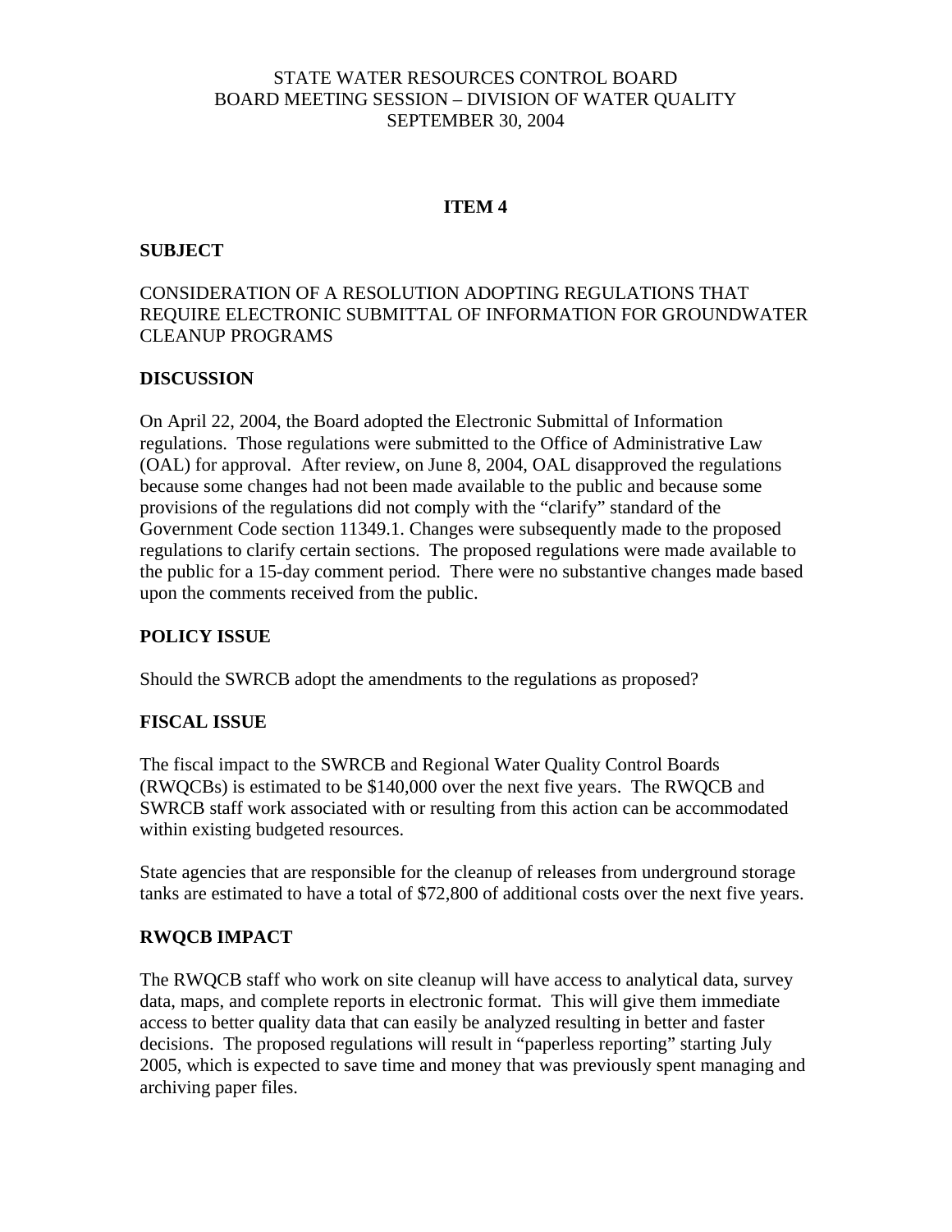STATE WATER RESOURCES CONTROL BOARD
BOARD MEETING SESSION – DIVISION OF WATER QUALITY
SEPTEMBER 30, 2004

**ITEM 4**

**SUBJECT**

CONSIDERATION OF A RESOLUTION ADOPTING REGULATIONS THAT REQUIRE ELECTRONIC SUBMITTAL OF INFORMATION FOR GROUNDWATER CLEANUP PROGRAMS

**DISCUSSION**

On April 22, 2004, the Board adopted the Electronic Submittal of Information regulations. Those regulations were submitted to the Office of Administrative Law (OAL) for approval. After review, on June 8, 2004, OAL disapproved the regulations because some changes had not been made available to the public and because some provisions of the regulations did not comply with the "clarify" standard of the Government Code section 11349.1. Changes were subsequently made to the proposed regulations to clarify certain sections. The proposed regulations were made available to the public for a 15-day comment period. There were no substantive changes made based upon the comments received from the public.

**POLICY ISSUE**

Should the SWRCB adopt the amendments to the regulations as proposed?

**FISCAL ISSUE**

The fiscal impact to the SWRCB and Regional Water Quality Control Boards (RWQCBs) is estimated to be $140,000 over the next five years. The RWQCB and SWRCB staff work associated with or resulting from this action can be accommodated within existing budgeted resources.

State agencies that are responsible for the cleanup of releases from underground storage tanks are estimated to have a total of $72,800 of additional costs over the next five years.

**RWQCB IMPACT**

The RWQCB staff who work on site cleanup will have access to analytical data, survey data, maps, and complete reports in electronic format. This will give them immediate access to better quality data that can easily be analyzed resulting in better and faster decisions. The proposed regulations will result in "paperless reporting" starting July 2005, which is expected to save time and money that was previously spent managing and archiving paper files.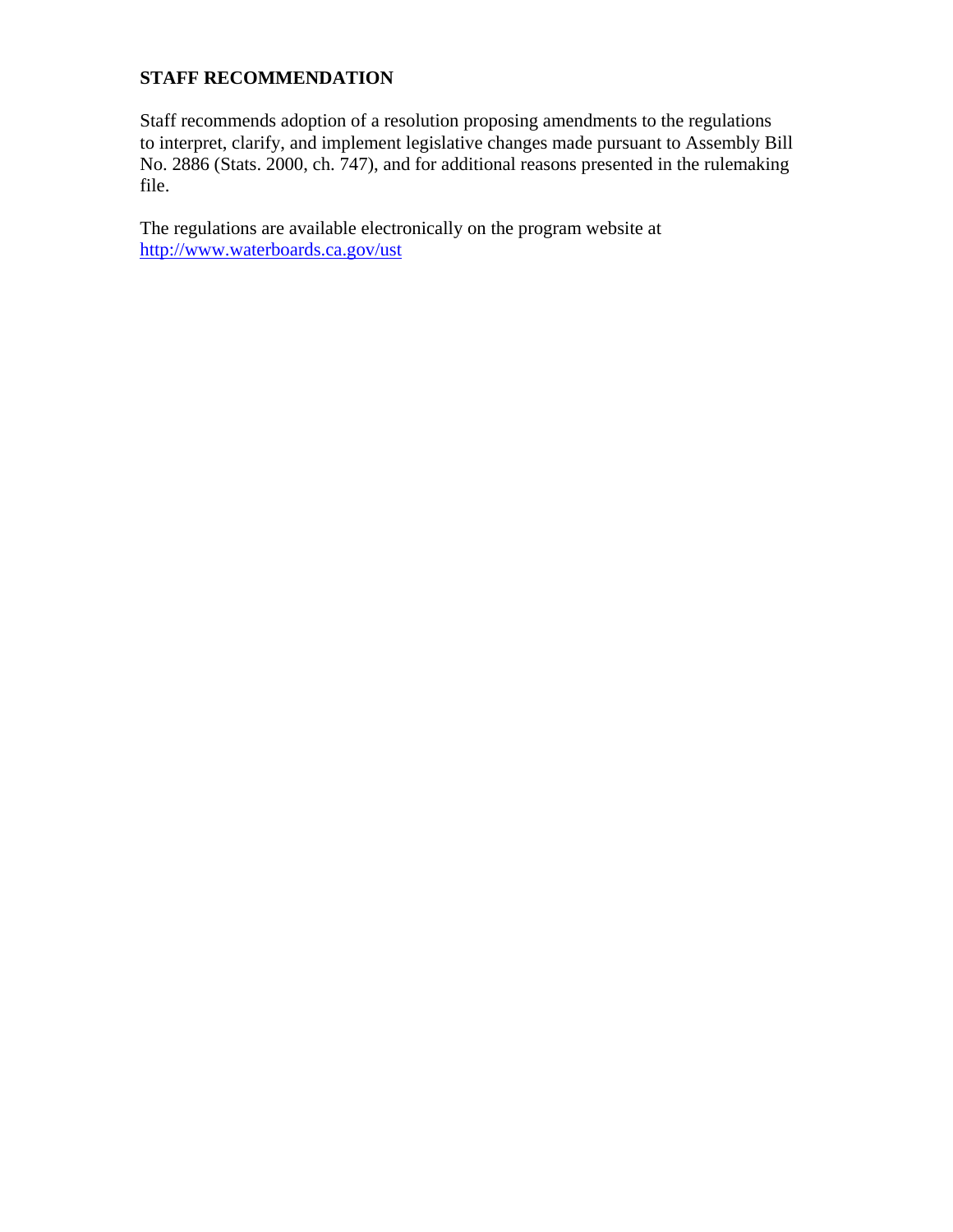**STAFF RECOMMENDATION**

Staff recommends adoption of a resolution proposing amendments to the regulations to interpret, clarify, and implement legislative changes made pursuant to Assembly Bill No. 2886 (Stats. 2000, ch. 747), and for additional reasons presented in the rulemaking file.

The regulations are available electronically on the program website at http://www.waterboards.ca.gov/ust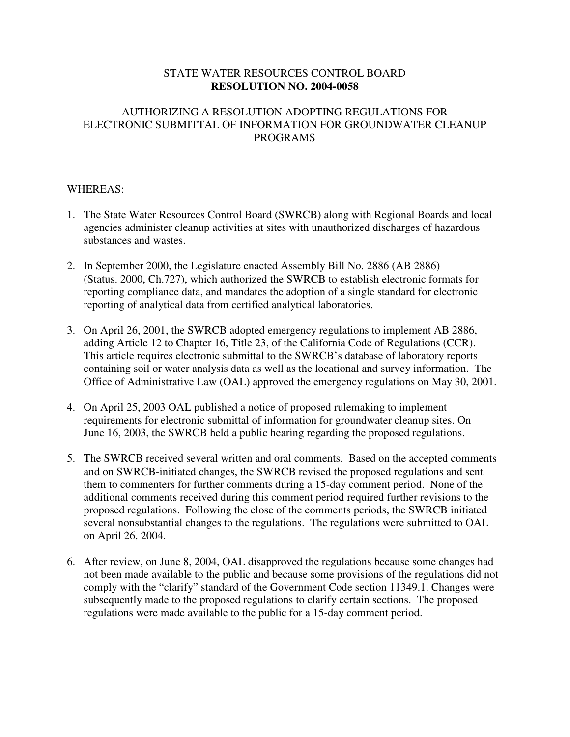STATE WATER RESOURCES CONTROL BOARD
**RESOLUTION NO. 2004-0058**

AUTHORIZING A RESOLUTION ADOPTING REGULATIONS FOR ELECTRONIC SUBMITTAL OF INFORMATION FOR GROUNDWATER CLEANUP PROGRAMS

WHEREAS:

1. The State Water Resources Control Board (SWRCB) along with Regional Boards and local agencies administer cleanup activities at sites with unauthorized discharges of hazardous substances and wastes.

2. In September 2000, the Legislature enacted Assembly Bill No. 2886 (AB 2886) (Status. 2000, Ch.727), which authorized the SWRCB to establish electronic formats for reporting compliance data, and mandates the adoption of a single standard for electronic reporting of analytical data from certified analytical laboratories.

3. On April 26, 2001, the SWRCB adopted emergency regulations to implement AB 2886, adding Article 12 to Chapter 16, Title 23, of the California Code of Regulations (CCR). This article requires electronic submittal to the SWRCB's database of laboratory reports containing soil or water analysis data as well as the locational and survey information. The Office of Administrative Law (OAL) approved the emergency regulations on May 30, 2001.

4. On April 25, 2003 OAL published a notice of proposed rulemaking to implement requirements for electronic submittal of information for groundwater cleanup sites. On June 16, 2003, the SWRCB held a public hearing regarding the proposed regulations.

5. The SWRCB received several written and oral comments. Based on the accepted comments and on SWRCB-initiated changes, the SWRCB revised the proposed regulations and sent them to commenters for further comments during a 15-day comment period. None of the additional comments received during this comment period required further revisions to the proposed regulations. Following the close of the comments periods, the SWRCB initiated several nonsubstantial changes to the regulations. The regulations were submitted to OAL on April 26, 2004.

6. After review, on June 8, 2004, OAL disapproved the regulations because some changes had not been made available to the public and because some provisions of the regulations did not comply with the "clarify" standard of the Government Code section 11349.1. Changes were subsequently made to the proposed regulations to clarify certain sections. The proposed regulations were made available to the public for a 15-day comment period.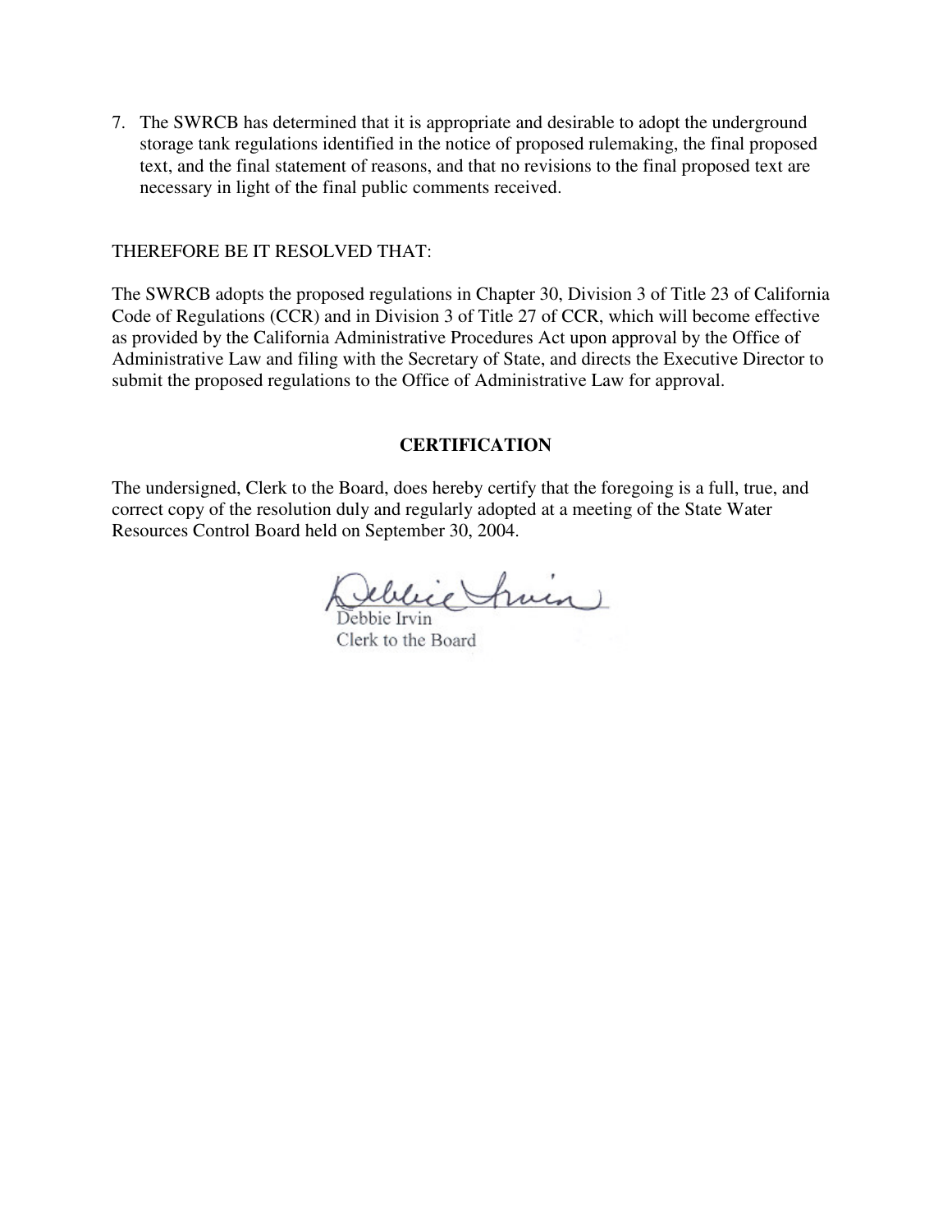7. The SWRCB has determined that it is appropriate and desirable to adopt the underground storage tank regulations identified in the notice of proposed rulemaking, the final proposed text, and the final statement of reasons, and that no revisions to the final proposed text are necessary in light of the final public comments received.

THEREFORE BE IT RESOLVED THAT:

The SWRCB adopts the proposed regulations in Chapter 30, Division 3 of Title 23 of California Code of Regulations (CCR) and in Division 3 of Title 27 of CCR, which will become effective as provided by the California Administrative Procedures Act upon approval by the Office of Administrative Law and filing with the Secretary of State, and directs the Executive Director to submit the proposed regulations to the Office of Administrative Law for approval.

**CERTIFICATION**

The undersigned, Clerk to the Board, does hereby certify that the foregoing is a full, true, and correct copy of the resolution duly and regularly adopted at a meeting of the State Water Resources Control Board held on September 30, 2004.

Debbie Irvin

Clerk to the Board